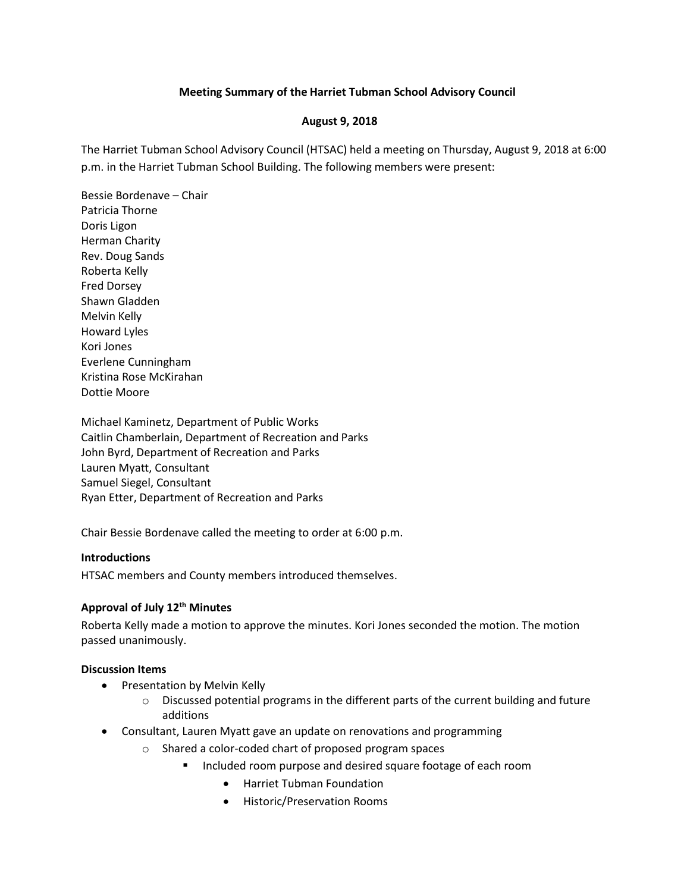**Meeting Summary of the Harriet Tubman School Advisory Council**

**August 9, 2018**

The Harriet Tubman School Advisory Council (HTSAC) held a meeting on Thursday, August 9, 2018 at 6:00 p.m. in the Harriet Tubman School Building. The following members were present:

Bessie Bordenave – Chair
Patricia Thorne
Doris Ligon
Herman Charity
Rev. Doug Sands
Roberta Kelly
Fred Dorsey
Shawn Gladden
Melvin Kelly
Howard Lyles
Kori Jones
Everlene Cunningham
Kristina Rose McKirahan
Dottie Moore

Michael Kaminetz, Department of Public Works
Caitlin Chamberlain, Department of Recreation and Parks
John Byrd, Department of Recreation and Parks
Lauren Myatt, Consultant
Samuel Siegel, Consultant
Ryan Etter, Department of Recreation and Parks

Chair Bessie Bordenave called the meeting to order at 6:00 p.m.

**Introductions**

HTSAC members and County members introduced themselves.

**Approval of July 12th Minutes**

Roberta Kelly made a motion to approve the minutes. Kori Jones seconded the motion. The motion passed unanimously.

**Discussion Items**

- Presentation by Melvin Kelly
    - Discussed potential programs in the different parts of the current building and future additions
- Consultant, Lauren Myatt gave an update on renovations and programming
    - Shared a color-coded chart of proposed program spaces
        - Included room purpose and desired square footage of each room
            - Harriet Tubman Foundation
            - Historic/Preservation Rooms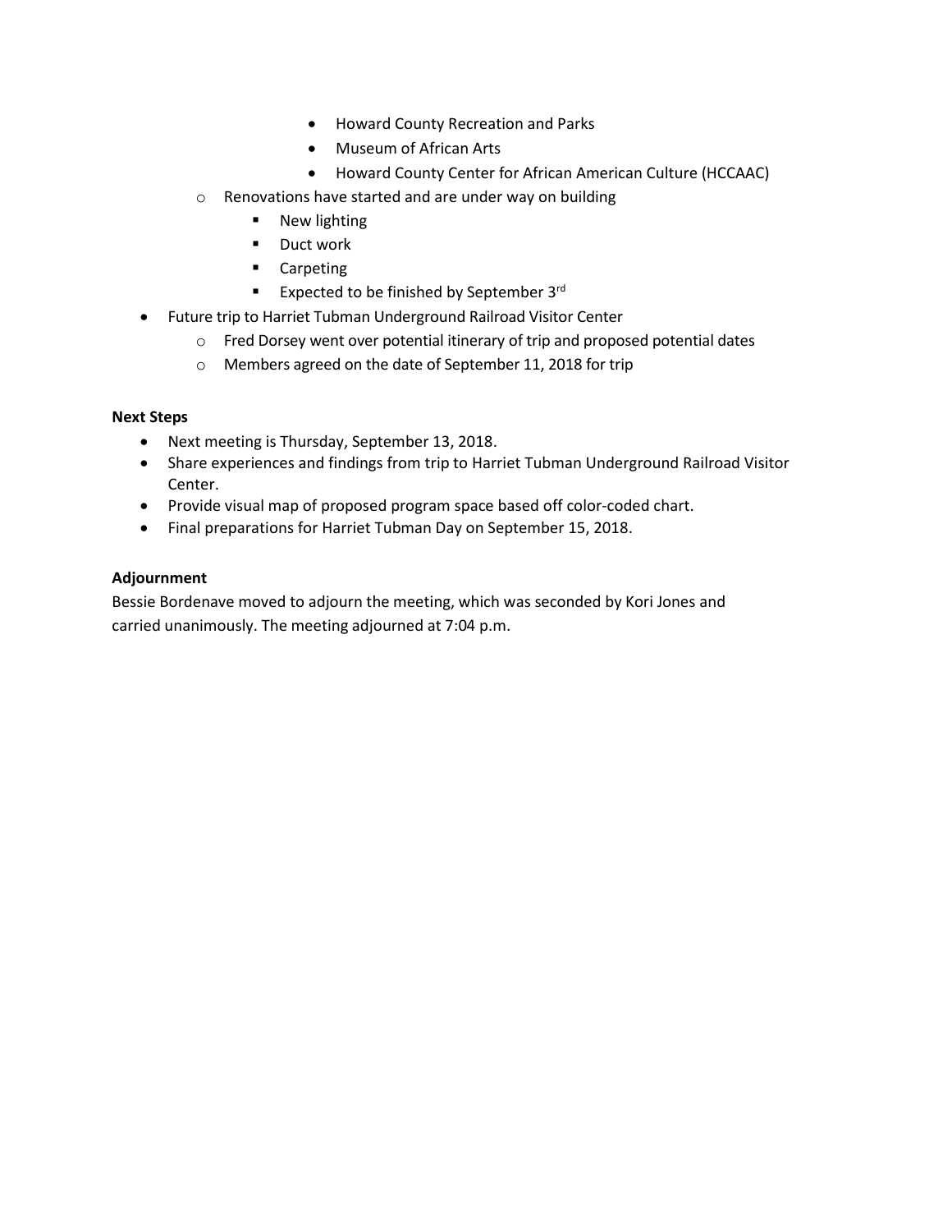- Howard County Recreation and Parks
        - Museum of African Arts
        - Howard County Center for African American Culture (HCCAAC)
    - Renovations have started and are under way on building
        - New lighting
        - Duct work
        - Carpeting
        - Expected to be finished by September 3rd
- Future trip to Harriet Tubman Underground Railroad Visitor Center
    - Fred Dorsey went over potential itinerary of trip and proposed potential dates
    - Members agreed on the date of September 11, 2018 for trip

**Next Steps**

- Next meeting is Thursday, September 13, 2018.
- Share experiences and findings from trip to Harriet Tubman Underground Railroad Visitor Center.
- Provide visual map of proposed program space based off color-coded chart.
- Final preparations for Harriet Tubman Day on September 15, 2018.

**Adjournment**

Bessie Bordenave moved to adjourn the meeting, which was seconded by Kori Jones and carried unanimously. The meeting adjourned at 7:04 p.m.